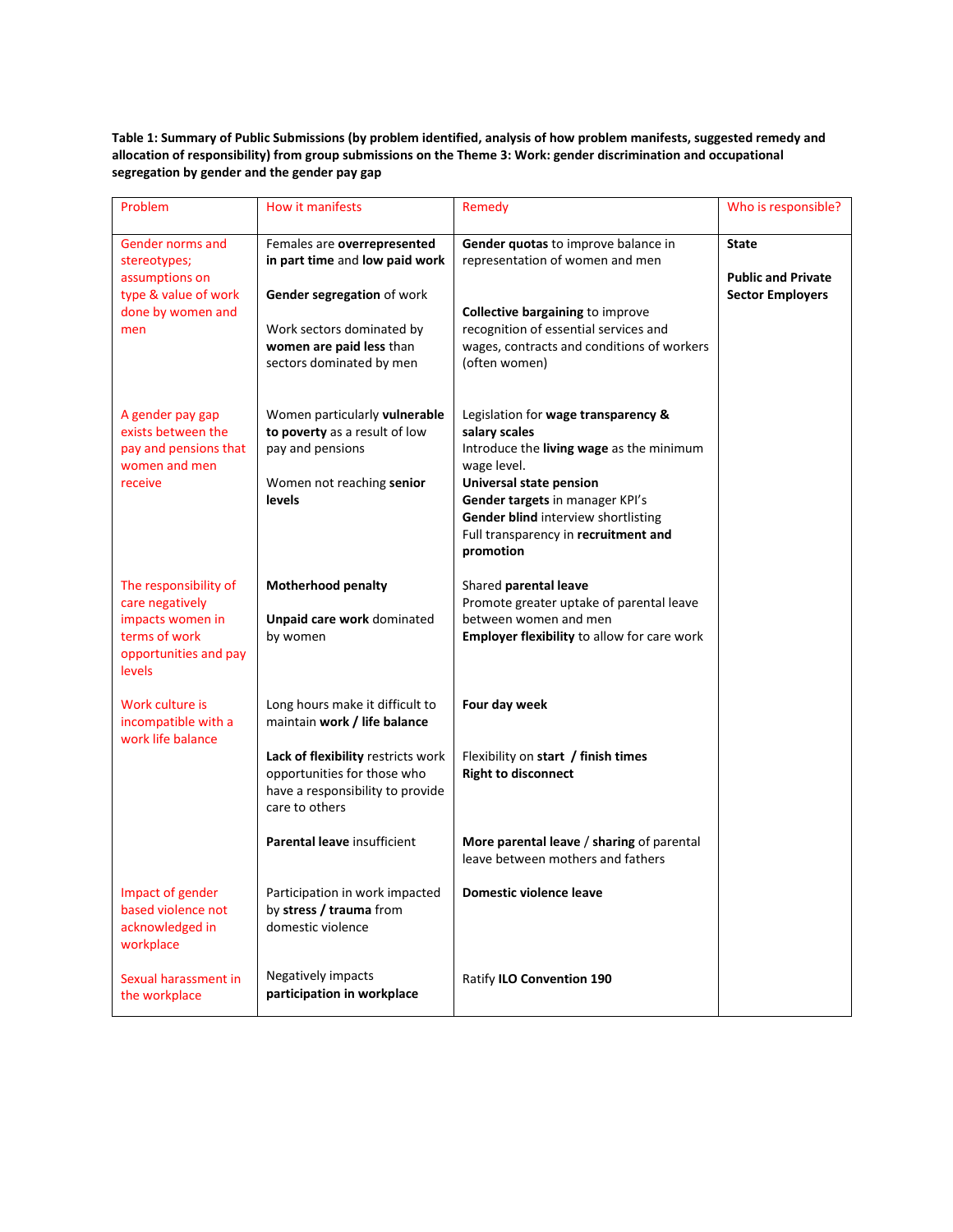**Table 1: Summary of Public Submissions (by problem identified, analysis of how problem manifests, suggested remedy and allocation of responsibility) from group submissions on the Theme 3: Work: gender discrimination and occupational segregation by gender and the gender pay gap**

| Problem | How it manifests | Remedy | Who is responsible? |
|---|---|---|---|
| Gender norms and stereotypes; assumptions on type & value of work done by women and men | Females are **overrepresented in part time** and **low paid work**<br><br>**Gender segregation** of work<br><br>Work sectors dominated by **women are paid less** than sectors dominated by men | **Gender quotas** to improve balance in representation of women and men<br><br>**Collective bargaining** to improve recognition of essential services and wages, contracts and conditions of workers (often women) | **State**<br><br>**Public and Private Sector Employers** |
| A gender pay gap exists between the pay and pensions that women and men receive | Women particularly **vulnerable to poverty** as a result of low pay and pensions<br><br>Women not reaching **senior levels** | Legislation for **wage transparency & salary scales**<br>Introduce the **living wage** as the minimum wage level.<br>**Universal state pension**<br>**Gender targets** in manager KPI's<br>**Gender blind** interview shortlisting<br>Full transparency in **recruitment and promotion** | |
| The responsibility of care negatively impacts women in terms of work opportunities and pay levels | **Motherhood penalty**<br><br>**Unpaid care work** dominated by women | Shared **parental leave**<br>Promote greater uptake of parental leave between women and men<br>**Employer flexibility** to allow for care work | |
| Work culture is incompatible with a work life balance | Long hours make it difficult to maintain **work / life balance**<br><br>**Lack of flexibility** restricts work opportunities for those who have a responsibility to provide care to others<br><br>**Parental leave** insufficient | **Four day week**<br><br>Flexibility on **start / finish times**<br>**Right to disconnect**<br><br>**More parental leave** / **sharing** of parental leave between mothers and fathers | |
| Impact of gender based violence not acknowledged in workplace | Participation in work impacted by **stress / trauma** from domestic violence | **Domestic violence leave** | |
| Sexual harassment in the workplace | Negatively impacts **participation in workplace** | Ratify **ILO Convention 190** | |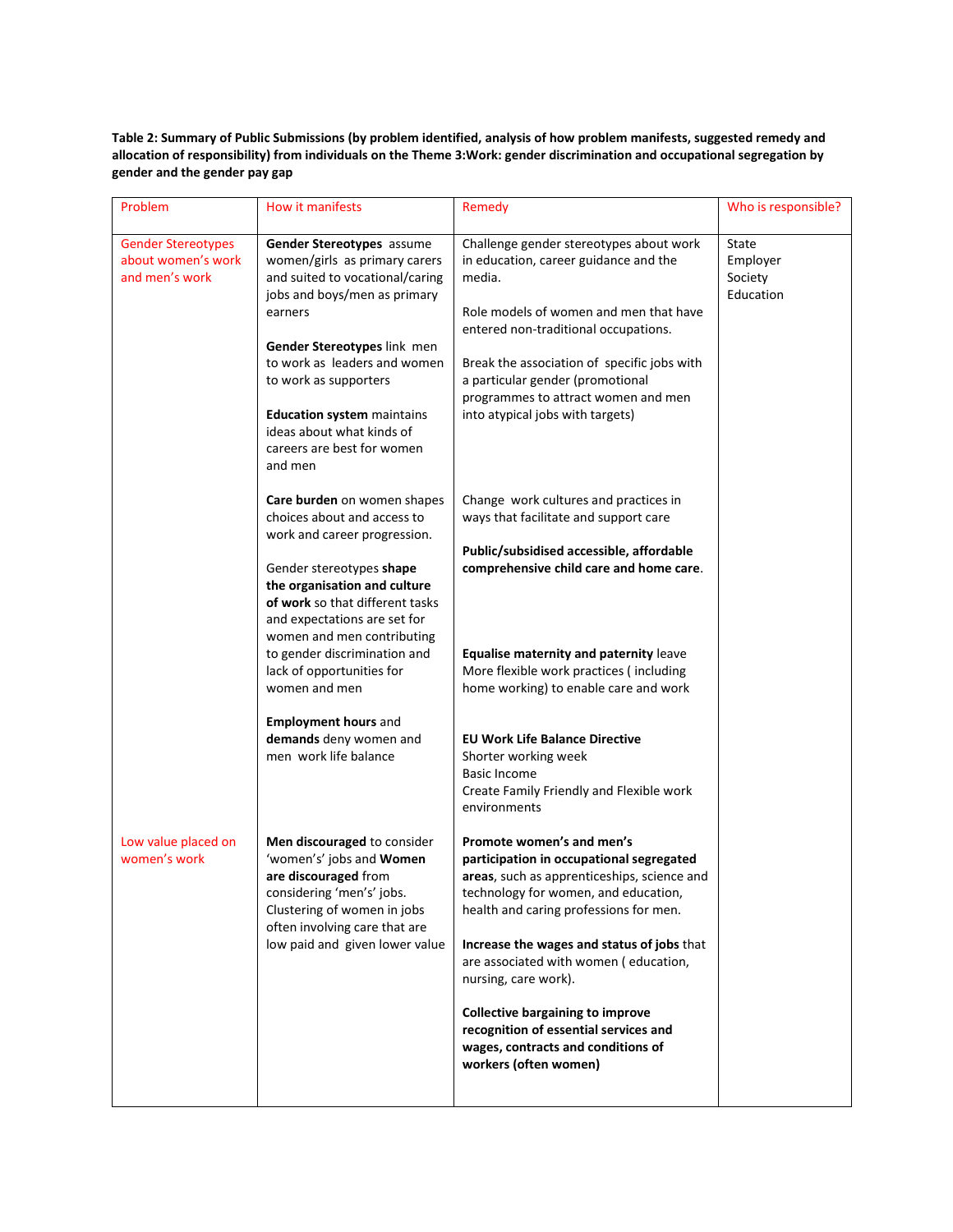**Table 2: Summary of Public Submissions (by problem identified, analysis of how problem manifests, suggested remedy and allocation of responsibility) from individuals on the Theme 3:Work: gender discrimination and occupational segregation by gender and the gender pay gap**

| Problem | How it manifests | Remedy | Who is responsible? |
|---|---|---|---|
| Gender Stereotypes about women's work and men's work | **Gender Stereotypes** assume women/girls as primary carers and suited to vocational/caring jobs and boys/men as primary earners<br><br>**Gender Stereotypes** link men to work as leaders and women to work as supporters<br><br>**Education system** maintains ideas about what kinds of careers are best for women and men | Challenge gender stereotypes about work in education, career guidance and the media.<br><br>Role models of women and men that have entered non-traditional occupations.<br><br>Break the association of specific jobs with a particular gender (promotional programmes to attract women and men into atypical jobs with targets) | State<br>Employer<br>Society<br>Education |
| | **Care burden** on women shapes choices about and access to work and career progression. | Change work cultures and practices in ways that facilitate and support care<br><br>**Public/subsidised accessible, affordable comprehensive child care and home care**. | |
| | Gender stereotypes **shape the organisation and culture of work** so that different tasks and expectations are set for women and men contributing to gender discrimination and lack of opportunities for women and men | **Equalise maternity and paternity** leave<br>More flexible work practices ( including home working) to enable care and work | |
| | **Employment hours** and **demands** deny women and men work life balance | **EU Work Life Balance Directive**<br>Shorter working week<br>Basic Income<br>Create Family Friendly and Flexible work environments | |
| Low value placed on women's work | **Men discouraged** to consider 'women's' jobs and **Women are discouraged** from considering 'men's' jobs.<br>Clustering of women in jobs often involving care that are low paid and given lower value | **Promote women's and men's participation in occupational segregated areas**, such as apprenticeships, science and technology for women, and education, health and caring professions for men.<br><br>**Increase the wages and status of jobs** that are associated with women ( education, nursing, care work).<br><br>**Collective bargaining to improve recognition of essential services and wages, contracts and conditions of workers (often women)** | |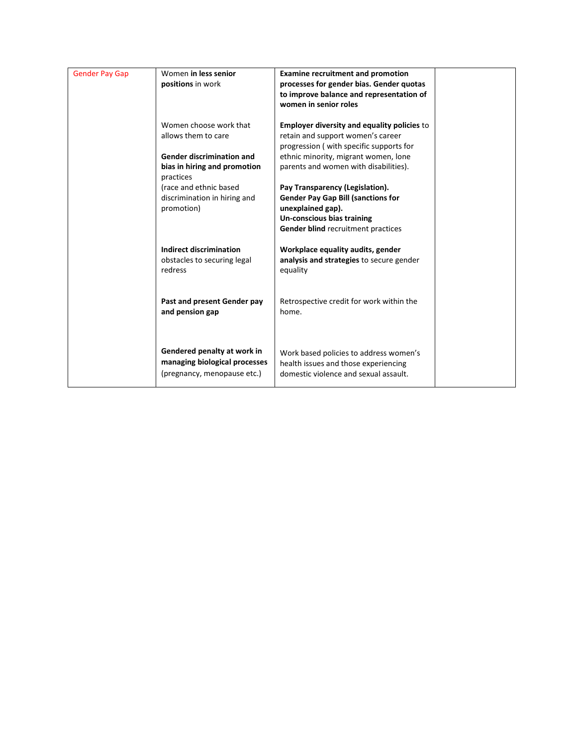| | | | |
|---|---|---|---|
| Gender Pay Gap | Women **in less senior positions** in work | **Examine recruitment and promotion processes for gender bias. Gender quotas to improve balance and representation of women in senior roles** | |
| | Women choose work that allows them to care<br><br>**Gender discrimination and bias in hiring and promotion** practices<br>(race and ethnic based discrimination in hiring and promotion) | **Employer diversity and equality policies** to retain and support women's career progression ( with specific supports for ethnic minority, migrant women, lone parents and women with disabilities).<br><br>**Pay Transparency (Legislation).**<br>**Gender Pay Gap Bill (sanctions for unexplained gap).**<br>**Un-conscious bias training**<br>**Gender blind** recruitment practices | |
| | **Indirect discrimination** obstacles to securing legal redress | **Workplace equality audits, gender analysis and strategies** to secure gender equality | |
| | **Past and present Gender pay and pension gap** | Retrospective credit for work within the home. | |
| | **Gendered penalty at work in managing biological processes** (pregnancy, menopause etc.) | Work based policies to address women's health issues and those experiencing domestic violence and sexual assault. | |